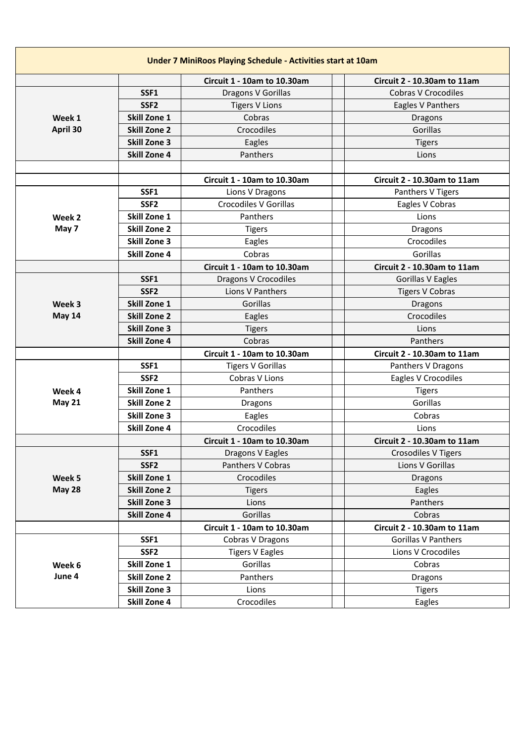| Under 7 MiniRoos Playing Schedule - Activities start at 10am | | | | |
|---|---|---|---|---|
| | | **Circuit 1 - 10am to 10.30am** | | **Circuit 2 - 10.30am to 11am** |
| **Week 1 April 30** | **SSF1** | Dragons V Gorillas | | Cobras V Crocodiles |
| | **SSF2** | Tigers V Lions | | Eagles V Panthers |
| | **Skill Zone 1** | Cobras | | Dragons |
| | **Skill Zone 2** | Crocodiles | | Gorillas |
| | **Skill Zone 3** | Eagles | | Tigers |
| | **Skill Zone 4** | Panthers | | Lions |
| | | | | |
| | | **Circuit 1 - 10am to 10.30am** | | **Circuit 2 - 10.30am to 11am** |
| **Week 2 May 7** | **SSF1** | Lions V Dragons | | Panthers V Tigers |
| | **SSF2** | Crocodiles V Gorillas | | Eagles V Cobras |
| | **Skill Zone 1** | Panthers | | Lions |
| | **Skill Zone 2** | Tigers | | Dragons |
| | **Skill Zone 3** | Eagles | | Crocodiles |
| | **Skill Zone 4** | Cobras | | Gorillas |
| | | **Circuit 1 - 10am to 10.30am** | | **Circuit 2 - 10.30am to 11am** |
| **Week 3 May 14** | **SSF1** | Dragons V Crocodiles | | Gorillas V Eagles |
| | **SSF2** | Lions V Panthers | | Tigers V Cobras |
| | **Skill Zone 1** | Gorillas | | Dragons |
| | **Skill Zone 2** | Eagles | | Crocodiles |
| | **Skill Zone 3** | Tigers | | Lions |
| | **Skill Zone 4** | Cobras | | Panthers |
| | | **Circuit 1 - 10am to 10.30am** | | **Circuit 2 - 10.30am to 11am** |
| **Week 4 May 21** | **SSF1** | Tigers V Gorillas | | Panthers V Dragons |
| | **SSF2** | Cobras V Lions | | Eagles V Crocodiles |
| | **Skill Zone 1** | Panthers | | Tigers |
| | **Skill Zone 2** | Dragons | | Gorillas |
| | **Skill Zone 3** | Eagles | | Cobras |
| | **Skill Zone 4** | Crocodiles | | Lions |
| | | **Circuit 1 - 10am to 10.30am** | | **Circuit 2 - 10.30am to 11am** |
| **Week 5 May 28** | **SSF1** | Dragons V Eagles | | Crosodiles V Tigers |
| | **SSF2** | Panthers V Cobras | | Lions V Gorillas |
| | **Skill Zone 1** | Crocodiles | | Dragons |
| | **Skill Zone 2** | Tigers | | Eagles |
| | **Skill Zone 3** | Lions | | Panthers |
| | **Skill Zone 4** | Gorillas | | Cobras |
| | | **Circuit 1 - 10am to 10.30am** | | **Circuit 2 - 10.30am to 11am** |
| **Week 6 June 4** | **SSF1** | Cobras V Dragons | | Gorillas V Panthers |
| | **SSF2** | Tigers V Eagles | | Lions V Crocodiles |
| | **Skill Zone 1** | Gorillas | | Cobras |
| | **Skill Zone 2** | Panthers | | Dragons |
| | **Skill Zone 3** | Lions | | Tigers |
| | **Skill Zone 4** | Crocodiles | | Eagles |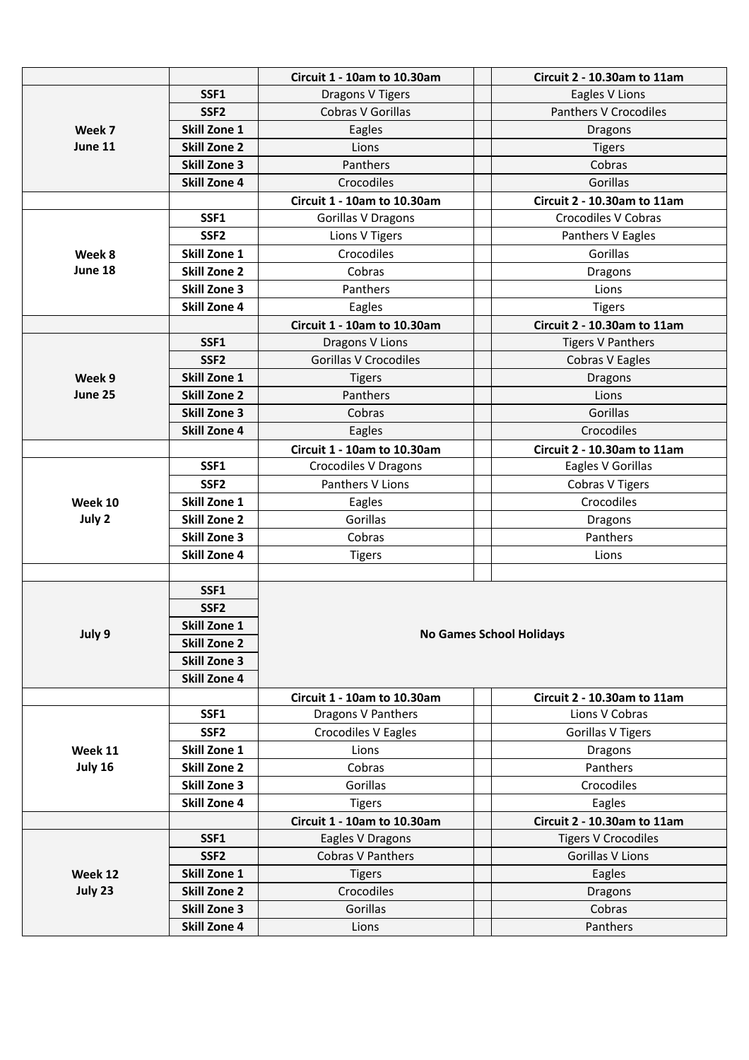| | | Circuit 1 - 10am to 10.30am | | Circuit 2 - 10.30am to 11am |
|---|---|---|---|---|
| **Week 7 June 11** | **SSF1** | Dragons V Tigers | | Eagles V Lions |
| | **SSF2** | Cobras V Gorillas | | Panthers V Crocodiles |
| | **Skill Zone 1** | Eagles | | Dragons |
| | **Skill Zone 2** | Lions | | Tigers |
| | **Skill Zone 3** | Panthers | | Cobras |
| | **Skill Zone 4** | Crocodiles | | Gorillas |
| | | **Circuit 1 - 10am to 10.30am** | | **Circuit 2 - 10.30am to 11am** |
| **Week 8 June 18** | **SSF1** | Gorillas V Dragons | | Crocodiles V Cobras |
| | **SSF2** | Lions V Tigers | | Panthers V Eagles |
| | **Skill Zone 1** | Crocodiles | | Gorillas |
| | **Skill Zone 2** | Cobras | | Dragons |
| | **Skill Zone 3** | Panthers | | Lions |
| | **Skill Zone 4** | Eagles | | Tigers |
| | | **Circuit 1 - 10am to 10.30am** | | **Circuit 2 - 10.30am to 11am** |
| **Week 9 June 25** | **SSF1** | Dragons V Lions | | Tigers V Panthers |
| | **SSF2** | Gorillas V Crocodiles | | Cobras V Eagles |
| | **Skill Zone 1** | Tigers | | Dragons |
| | **Skill Zone 2** | Panthers | | Lions |
| | **Skill Zone 3** | Cobras | | Gorillas |
| | **Skill Zone 4** | Eagles | | Crocodiles |
| | | **Circuit 1 - 10am to 10.30am** | | **Circuit 2 - 10.30am to 11am** |
| **Week 10 July 2** | **SSF1** | Crocodiles V Dragons | | Eagles V Gorillas |
| | **SSF2** | Panthers V Lions | | Cobras V Tigers |
| | **Skill Zone 1** | Eagles | | Crocodiles |
| | **Skill Zone 2** | Gorillas | | Dragons |
| | **Skill Zone 3** | Cobras | | Panthers |
| | **Skill Zone 4** | Tigers | | Lions |
| | | | | |
| **July 9** | **SSF1** | **No Games School Holidays** | | |
| | **SSF2** | | | |
| | **Skill Zone 1** | | | |
| | **Skill Zone 2** | | | |
| | **Skill Zone 3** | | | |
| | **Skill Zone 4** | | | |
| | | **Circuit 1 - 10am to 10.30am** | | **Circuit 2 - 10.30am to 11am** |
| **Week 11 July 16** | **SSF1** | Dragons V Panthers | | Lions V Cobras |
| | **SSF2** | Crocodiles V Eagles | | Gorillas V Tigers |
| | **Skill Zone 1** | Lions | | Dragons |
| | **Skill Zone 2** | Cobras | | Panthers |
| | **Skill Zone 3** | Gorillas | | Crocodiles |
| | **Skill Zone 4** | Tigers | | Eagles |
| | | **Circuit 1 - 10am to 10.30am** | | **Circuit 2 - 10.30am to 11am** |
| **Week 12 July 23** | **SSF1** | Eagles V Dragons | | Tigers V Crocodiles |
| | **SSF2** | Cobras V Panthers | | Gorillas V Lions |
| | **Skill Zone 1** | Tigers | | Eagles |
| | **Skill Zone 2** | Crocodiles | | Dragons |
| | **Skill Zone 3** | Gorillas | | Cobras |
| | **Skill Zone 4** | Lions | | Panthers |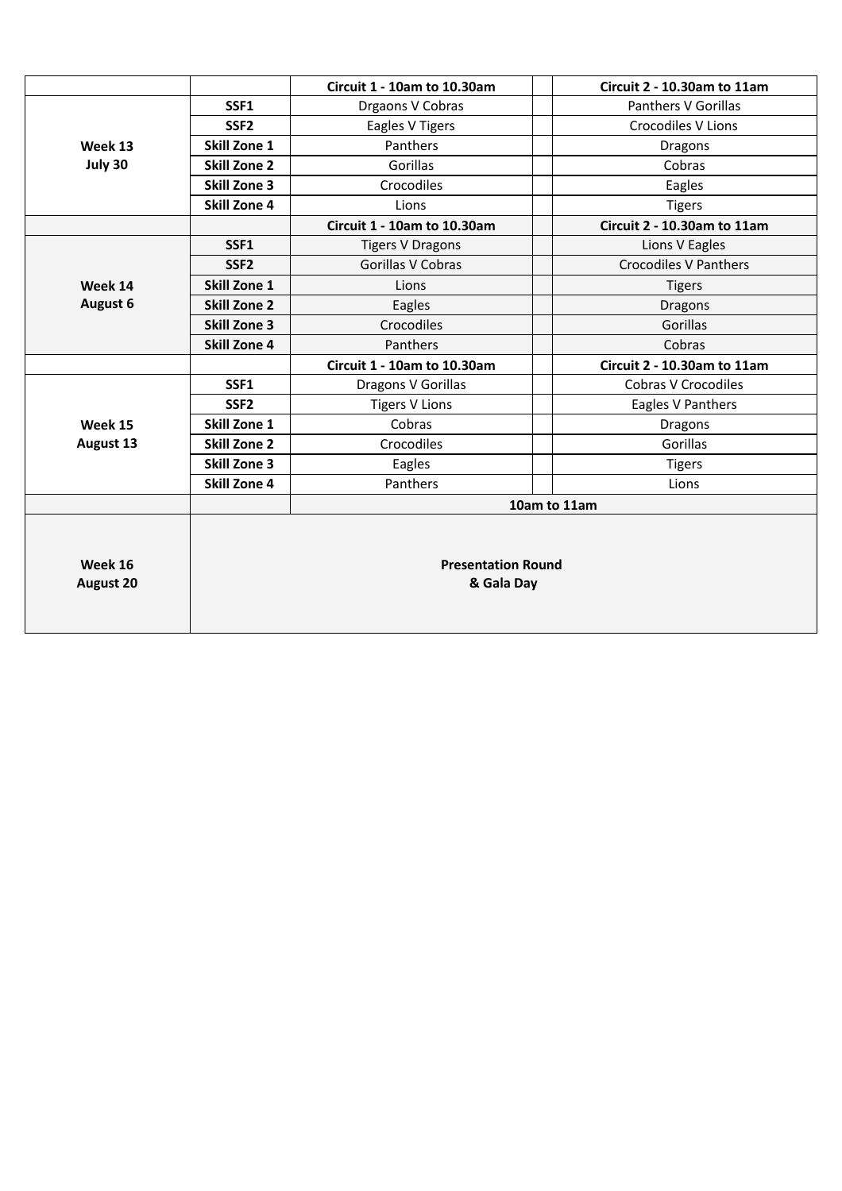| | | Circuit 1 - 10am to 10.30am | | Circuit 2 - 10.30am to 11am |
|---|---|---|---|---|
| Week 13 July 30 | SSF1 | Drgaons V Cobras | | Panthers V Gorillas |
| | SSF2 | Eagles V Tigers | | Crocodiles V Lions |
| | Skill Zone 1 | Panthers | | Dragons |
| | Skill Zone 2 | Gorillas | | Cobras |
| | Skill Zone 3 | Crocodiles | | Eagles |
| | Skill Zone 4 | Lions | | Tigers |
| | | **Circuit 1 - 10am to 10.30am** | | **Circuit 2 - 10.30am to 11am** |
| Week 14 August 6 | SSF1 | Tigers V Dragons | | Lions V Eagles |
| | SSF2 | Gorillas V Cobras | | Crocodiles V Panthers |
| | Skill Zone 1 | Lions | | Tigers |
| | Skill Zone 2 | Eagles | | Dragons |
| | Skill Zone 3 | Crocodiles | | Gorillas |
| | Skill Zone 4 | Panthers | | Cobras |
| | | **Circuit 1 - 10am to 10.30am** | | **Circuit 2 - 10.30am to 11am** |
| Week 15 August 13 | SSF1 | Dragons V Gorillas | | Cobras V Crocodiles |
| | SSF2 | Tigers V Lions | | Eagles V Panthers |
| | Skill Zone 1 | Cobras | | Dragons |
| | Skill Zone 2 | Crocodiles | | Gorillas |
| | Skill Zone 3 | Eagles | | Tigers |
| | Skill Zone 4 | Panthers | | Lions |
| | | **10am to 11am** | | |
| Week 16 August 20 | **Presentation Round & Gala Day** | | | |